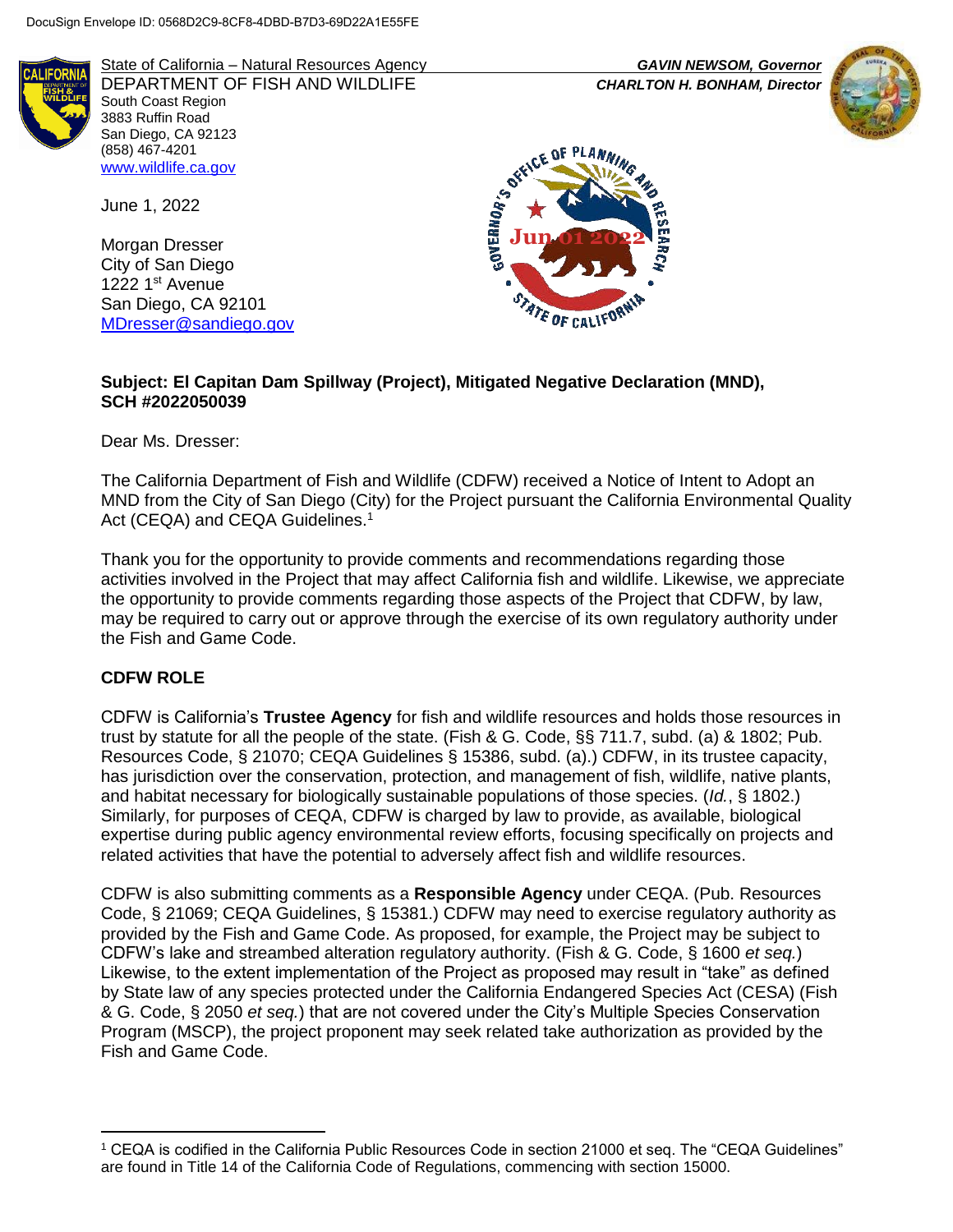DocuSign Envelope ID: 0568D2C9-8CF8-4DBD-B7D3-69D22A1E55FE

State of California – Natural Resources Agency
DEPARTMENT OF FISH AND WILDLIFE
South Coast Region
3883 Ruffin Road
San Diego, CA 92123
(858) 467-4201
www.wildlife.ca.gov

*GAVIN NEWSOM, Governor*
*CHARLTON H. BONHAM, Director*

June 1, 2022

Morgan Dresser
City of San Diego
1222 1st Avenue
San Diego, CA 92101
MDresser@sandiego.gov

**Subject: El Capitan Dam Spillway (Project), Mitigated Negative Declaration (MND), SCH #2022050039**

Dear Ms. Dresser:

The California Department of Fish and Wildlife (CDFW) received a Notice of Intent to Adopt an MND from the City of San Diego (City) for the Project pursuant the California Environmental Quality Act (CEQA) and CEQA Guidelines.[1]

Thank you for the opportunity to provide comments and recommendations regarding those activities involved in the Project that may affect California fish and wildlife. Likewise, we appreciate the opportunity to provide comments regarding those aspects of the Project that CDFW, by law, may be required to carry out or approve through the exercise of its own regulatory authority under the Fish and Game Code.

## CDFW ROLE

CDFW is California's **Trustee Agency** for fish and wildlife resources and holds those resources in trust by statute for all the people of the state. (Fish & G. Code, §§ 711.7, subd. (a) & 1802; Pub. Resources Code, § 21070; CEQA Guidelines § 15386, subd. (a).) CDFW, in its trustee capacity, has jurisdiction over the conservation, protection, and management of fish, wildlife, native plants, and habitat necessary for biologically sustainable populations of those species. (*Id.*, § 1802.) Similarly, for purposes of CEQA, CDFW is charged by law to provide, as available, biological expertise during public agency environmental review efforts, focusing specifically on projects and related activities that have the potential to adversely affect fish and wildlife resources.

CDFW is also submitting comments as a **Responsible Agency** under CEQA. (Pub. Resources Code, § 21069; CEQA Guidelines, § 15381.) CDFW may need to exercise regulatory authority as provided by the Fish and Game Code. As proposed, for example, the Project may be subject to CDFW's lake and streambed alteration regulatory authority. (Fish & G. Code, § 1600 *et seq.*) Likewise, to the extent implementation of the Project as proposed may result in "take" as defined by State law of any species protected under the California Endangered Species Act (CESA) (Fish & G. Code, § 2050 *et seq.*) that are not covered under the City's Multiple Species Conservation Program (MSCP), the project proponent may seek related take authorization as provided by the Fish and Game Code.

---

[1] CEQA is codified in the California Public Resources Code in section 21000 et seq. The "CEQA Guidelines" are found in Title 14 of the California Code of Regulations, commencing with section 15000.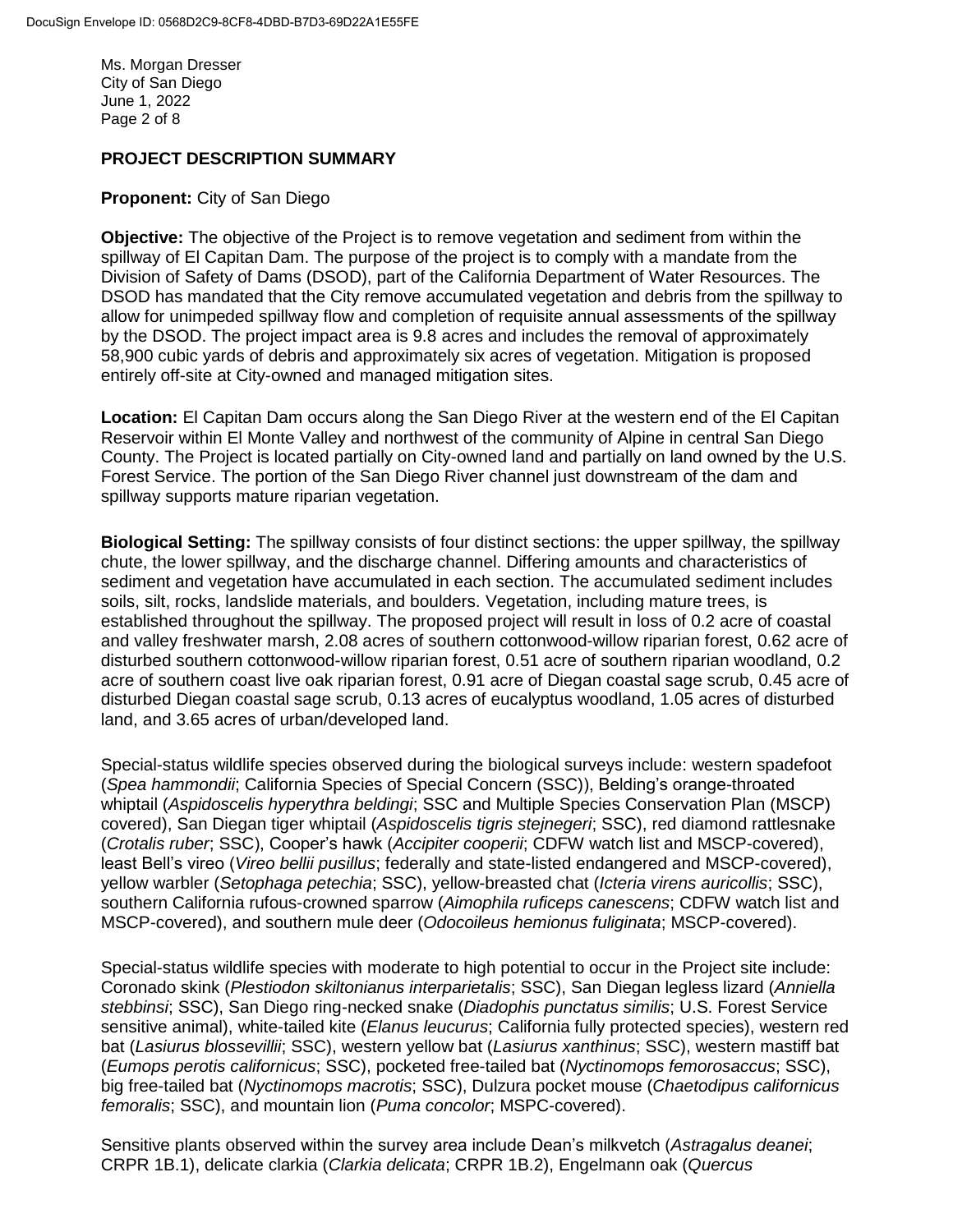Ms. Morgan Dresser
City of San Diego
June 1, 2022

## PROJECT DESCRIPTION SUMMARY

**Proponent:** City of San Diego

**Objective:** The objective of the Project is to remove vegetation and sediment from within the spillway of El Capitan Dam. The purpose of the project is to comply with a mandate from the Division of Safety of Dams (DSOD), part of the California Department of Water Resources. The DSOD has mandated that the City remove accumulated vegetation and debris from the spillway to allow for unimpeded spillway flow and completion of requisite annual assessments of the spillway by the DSOD. The project impact area is 9.8 acres and includes the removal of approximately 58,900 cubic yards of debris and approximately six acres of vegetation. Mitigation is proposed entirely off-site at City-owned and managed mitigation sites.

**Location:** El Capitan Dam occurs along the San Diego River at the western end of the El Capitan Reservoir within El Monte Valley and northwest of the community of Alpine in central San Diego County. The Project is located partially on City-owned land and partially on land owned by the U.S. Forest Service. The portion of the San Diego River channel just downstream of the dam and spillway supports mature riparian vegetation.

**Biological Setting:** The spillway consists of four distinct sections: the upper spillway, the spillway chute, the lower spillway, and the discharge channel. Differing amounts and characteristics of sediment and vegetation have accumulated in each section. The accumulated sediment includes soils, silt, rocks, landslide materials, and boulders. Vegetation, including mature trees, is established throughout the spillway. The proposed project will result in loss of 0.2 acre of coastal and valley freshwater marsh, 2.08 acres of southern cottonwood-willow riparian forest, 0.62 acre of disturbed southern cottonwood-willow riparian forest, 0.51 acre of southern riparian woodland, 0.2 acre of southern coast live oak riparian forest, 0.91 acre of Diegan coastal sage scrub, 0.45 acre of disturbed Diegan coastal sage scrub, 0.13 acres of eucalyptus woodland, 1.05 acres of disturbed land, and 3.65 acres of urban/developed land.

Special-status wildlife species observed during the biological surveys include: western spadefoot (*Spea hammondii*; California Species of Special Concern (SSC)), Belding's orange-throated whiptail (*Aspidoscelis hyperythra beldingi*; SSC and Multiple Species Conservation Plan (MSCP) covered), San Diegan tiger whiptail (*Aspidoscelis tigris stejnegeri*; SSC), red diamond rattlesnake (*Crotalis ruber*; SSC), Cooper's hawk (*Accipiter cooperii*; CDFW watch list and MSCP-covered), least Bell's vireo (*Vireo bellii pusillus*; federally and state-listed endangered and MSCP-covered), yellow warbler (*Setophaga petechia*; SSC), yellow-breasted chat (*Icteria virens auricollis*; SSC), southern California rufous-crowned sparrow (*Aimophila ruficeps canescens*; CDFW watch list and MSCP-covered), and southern mule deer (*Odocoileus hemionus fuliginata*; MSCP-covered).

Special-status wildlife species with moderate to high potential to occur in the Project site include: Coronado skink (*Plestiodon skiltonianus interparietalis*; SSC), San Diegan legless lizard (*Anniella stebbinsi*; SSC), San Diego ring-necked snake (*Diadophis punctatus similis*; U.S. Forest Service sensitive animal), white-tailed kite (*Elanus leucurus*; California fully protected species), western red bat (*Lasiurus blossevillii*; SSC), western yellow bat (*Lasiurus xanthinus*; SSC), western mastiff bat (*Eumops perotis californicus*; SSC), pocketed free-tailed bat (*Nyctinomops femorosaccus*; SSC), big free-tailed bat (*Nyctinomops macrotis*; SSC), Dulzura pocket mouse (*Chaetodipus californicus femoralis*; SSC), and mountain lion (*Puma concolor*; MSPC-covered).

Sensitive plants observed within the survey area include Dean's milkvetch (*Astragalus deanei*; CRPR 1B.1), delicate clarkia (*Clarkia delicata*; CRPR 1B.2), Engelmann oak (*Quercus*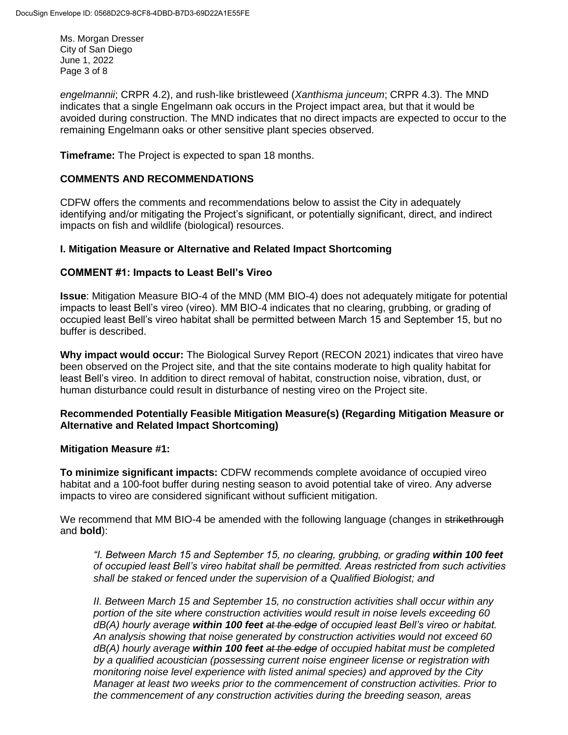*engelmannii*; CRPR 4.2), and rush-like bristleweed (*Xanthisma junceum*; CRPR 4.3). The MND indicates that a single Engelmann oak occurs in the Project impact area, but that it would be avoided during construction. The MND indicates that no direct impacts are expected to occur to the remaining Engelmann oaks or other sensitive plant species observed.

**Timeframe:** The Project is expected to span 18 months.

## COMMENTS AND RECOMMENDATIONS

CDFW offers the comments and recommendations below to assist the City in adequately identifying and/or mitigating the Project's significant, or potentially significant, direct, and indirect impacts on fish and wildlife (biological) resources.

### I. Mitigation Measure or Alternative and Related Impact Shortcoming

### COMMENT #1: Impacts to Least Bell's Vireo

**Issue**: Mitigation Measure BIO-4 of the MND (MM BIO-4) does not adequately mitigate for potential impacts to least Bell's vireo (vireo). MM BIO-4 indicates that no clearing, grubbing, or grading of occupied least Bell's vireo habitat shall be permitted between March 15 and September 15, but no buffer is described.

**Why impact would occur:** The Biological Survey Report (RECON 2021) indicates that vireo have been observed on the Project site, and that the site contains moderate to high quality habitat for least Bell's vireo. In addition to direct removal of habitat, construction noise, vibration, dust, or human disturbance could result in disturbance of nesting vireo on the Project site.

**Recommended Potentially Feasible Mitigation Measure(s) (Regarding Mitigation Measure or Alternative and Related Impact Shortcoming)**

**Mitigation Measure #1:**

**To minimize significant impacts:** CDFW recommends complete avoidance of occupied vireo habitat and a 100-foot buffer during nesting season to avoid potential take of vireo. Any adverse impacts to vireo are considered significant without sufficient mitigation.

We recommend that MM BIO-4 be amended with the following language (changes in ~~strikethrough~~ and **bold**):

> *"I. Between March 15 and September 15, no clearing, grubbing, or grading* ***within 100 feet*** *of occupied least Bell's vireo habitat shall be permitted. Areas restricted from such activities shall be staked or fenced under the supervision of a Qualified Biologist; and*
>
> *II. Between March 15 and September 15, no construction activities shall occur within any portion of the site where construction activities would result in noise levels exceeding 60 dB(A) hourly average* ***within 100 feet*** *~~at the edge~~ of occupied least Bell's vireo or habitat. An analysis showing that noise generated by construction activities would not exceed 60 dB(A) hourly average* ***within 100 feet*** *~~at the edge~~ of occupied habitat must be completed by a qualified acoustician (possessing current noise engineer license or registration with monitoring noise level experience with listed animal species) and approved by the City Manager at least two weeks prior to the commencement of construction activities. Prior to the commencement of any construction activities during the breeding season, areas*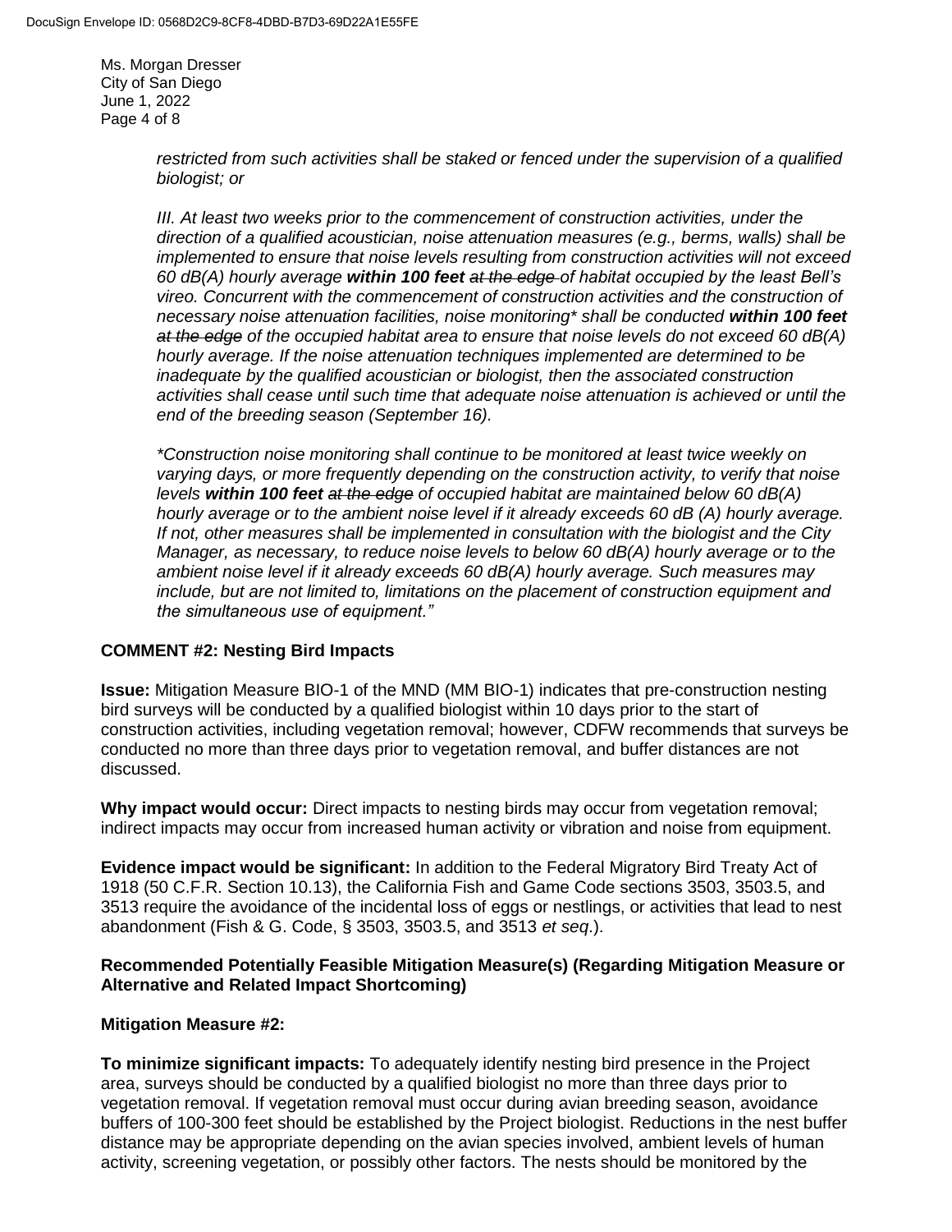*restricted from such activities shall be staked or fenced under the supervision of a qualified biologist; or*

*III. At least two weeks prior to the commencement of construction activities, under the direction of a qualified acoustician, noise attenuation measures (e.g., berms, walls) shall be implemented to ensure that noise levels resulting from construction activities will not exceed 60 dB(A) hourly average **within 100 feet** ~~at the edge~~ of habitat occupied by the least Bell's vireo. Concurrent with the commencement of construction activities and the construction of necessary noise attenuation facilities, noise monitoring\* shall be conducted **within 100 feet** ~~at the edge~~ of the occupied habitat area to ensure that noise levels do not exceed 60 dB(A) hourly average. If the noise attenuation techniques implemented are determined to be inadequate by the qualified acoustician or biologist, then the associated construction activities shall cease until such time that adequate noise attenuation is achieved or until the end of the breeding season (September 16).*

*\*Construction noise monitoring shall continue to be monitored at least twice weekly on varying days, or more frequently depending on the construction activity, to verify that noise levels **within 100 feet** ~~at the edge~~ of occupied habitat are maintained below 60 dB(A) hourly average or to the ambient noise level if it already exceeds 60 dB (A) hourly average. If not, other measures shall be implemented in consultation with the biologist and the City Manager, as necessary, to reduce noise levels to below 60 dB(A) hourly average or to the ambient noise level if it already exceeds 60 dB(A) hourly average. Such measures may include, but are not limited to, limitations on the placement of construction equipment and the simultaneous use of equipment."*

**COMMENT #2: Nesting Bird Impacts**

**Issue:** Mitigation Measure BIO-1 of the MND (MM BIO-1) indicates that pre-construction nesting bird surveys will be conducted by a qualified biologist within 10 days prior to the start of construction activities, including vegetation removal; however, CDFW recommends that surveys be conducted no more than three days prior to vegetation removal, and buffer distances are not discussed.

**Why impact would occur:** Direct impacts to nesting birds may occur from vegetation removal; indirect impacts may occur from increased human activity or vibration and noise from equipment.

**Evidence impact would be significant:** In addition to the Federal Migratory Bird Treaty Act of 1918 (50 C.F.R. Section 10.13), the California Fish and Game Code sections 3503, 3503.5, and 3513 require the avoidance of the incidental loss of eggs or nestlings, or activities that lead to nest abandonment (Fish & G. Code, § 3503, 3503.5, and 3513 *et seq.*).

**Recommended Potentially Feasible Mitigation Measure(s) (Regarding Mitigation Measure or Alternative and Related Impact Shortcoming)**

**Mitigation Measure #2:**

**To minimize significant impacts:** To adequately identify nesting bird presence in the Project area, surveys should be conducted by a qualified biologist no more than three days prior to vegetation removal. If vegetation removal must occur during avian breeding season, avoidance buffers of 100-300 feet should be established by the Project biologist. Reductions in the nest buffer distance may be appropriate depending on the avian species involved, ambient levels of human activity, screening vegetation, or possibly other factors. The nests should be monitored by the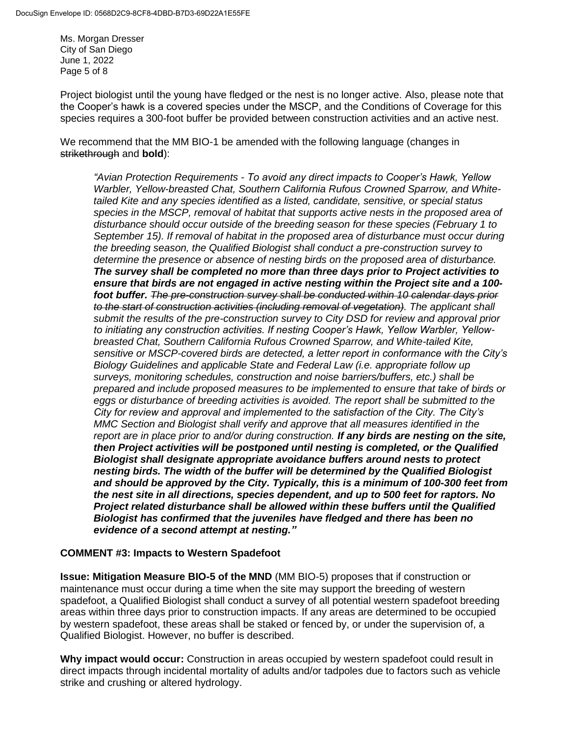Project biologist until the young have fledged or the nest is no longer active. Also, please note that the Cooper's hawk is a covered species under the MSCP, and the Conditions of Coverage for this species requires a 300-foot buffer be provided between construction activities and an active nest.

We recommend that the MM BIO-1 be amended with the following language (changes in ~~strikethrough~~ and **bold**):

> *"Avian Protection Requirements - To avoid any direct impacts to Cooper's Hawk, Yellow Warbler, Yellow-breasted Chat, Southern California Rufous Crowned Sparrow, and White-tailed Kite and any species identified as a listed, candidate, sensitive, or special status species in the MSCP, removal of habitat that supports active nests in the proposed area of disturbance should occur outside of the breeding season for these species (February 1 to September 15). If removal of habitat in the proposed area of disturbance must occur during the breeding season, the Qualified Biologist shall conduct a pre-construction survey to determine the presence or absence of nesting birds on the proposed area of disturbance.* ***The survey shall be completed no more than three days prior to Project activities to ensure that birds are not engaged in active nesting within the Project site and a 100-foot buffer.*** *~~The pre-construction survey shall be conducted within 10 calendar days prior to the start of construction activities (including removal of vegetation).~~ The applicant shall submit the results of the pre-construction survey to City DSD for review and approval prior to initiating any construction activities. If nesting Cooper's Hawk, Yellow Warbler, Yellow-breasted Chat, Southern California Rufous Crowned Sparrow, and White-tailed Kite, sensitive or MSCP-covered birds are detected, a letter report in conformance with the City's Biology Guidelines and applicable State and Federal Law (i.e. appropriate follow up surveys, monitoring schedules, construction and noise barriers/buffers, etc.) shall be prepared and include proposed measures to be implemented to ensure that take of birds or eggs or disturbance of breeding activities is avoided. The report shall be submitted to the City for review and approval and implemented to the satisfaction of the City. The City's MMC Section and Biologist shall verify and approve that all measures identified in the report are in place prior to and/or during construction.* ***If any birds are nesting on the site, then Project activities will be postponed until nesting is completed, or the Qualified Biologist shall designate appropriate avoidance buffers around nests to protect nesting birds. The width of the buffer will be determined by the Qualified Biologist and should be approved by the City. Typically, this is a minimum of 100-300 feet from the nest site in all directions, species dependent, and up to 500 feet for raptors. No Project related disturbance shall be allowed within these buffers until the Qualified Biologist has confirmed that the juveniles have fledged and there has been no evidence of a second attempt at nesting."***

**COMMENT #3: Impacts to Western Spadefoot**

**Issue: Mitigation Measure BIO-5 of the MND** (MM BIO-5) proposes that if construction or maintenance must occur during a time when the site may support the breeding of western spadefoot, a Qualified Biologist shall conduct a survey of all potential western spadefoot breeding areas within three days prior to construction impacts. If any areas are determined to be occupied by western spadefoot, these areas shall be staked or fenced by, or under the supervision of, a Qualified Biologist. However, no buffer is described.

**Why impact would occur:** Construction in areas occupied by western spadefoot could result in direct impacts through incidental mortality of adults and/or tadpoles due to factors such as vehicle strike and crushing or altered hydrology.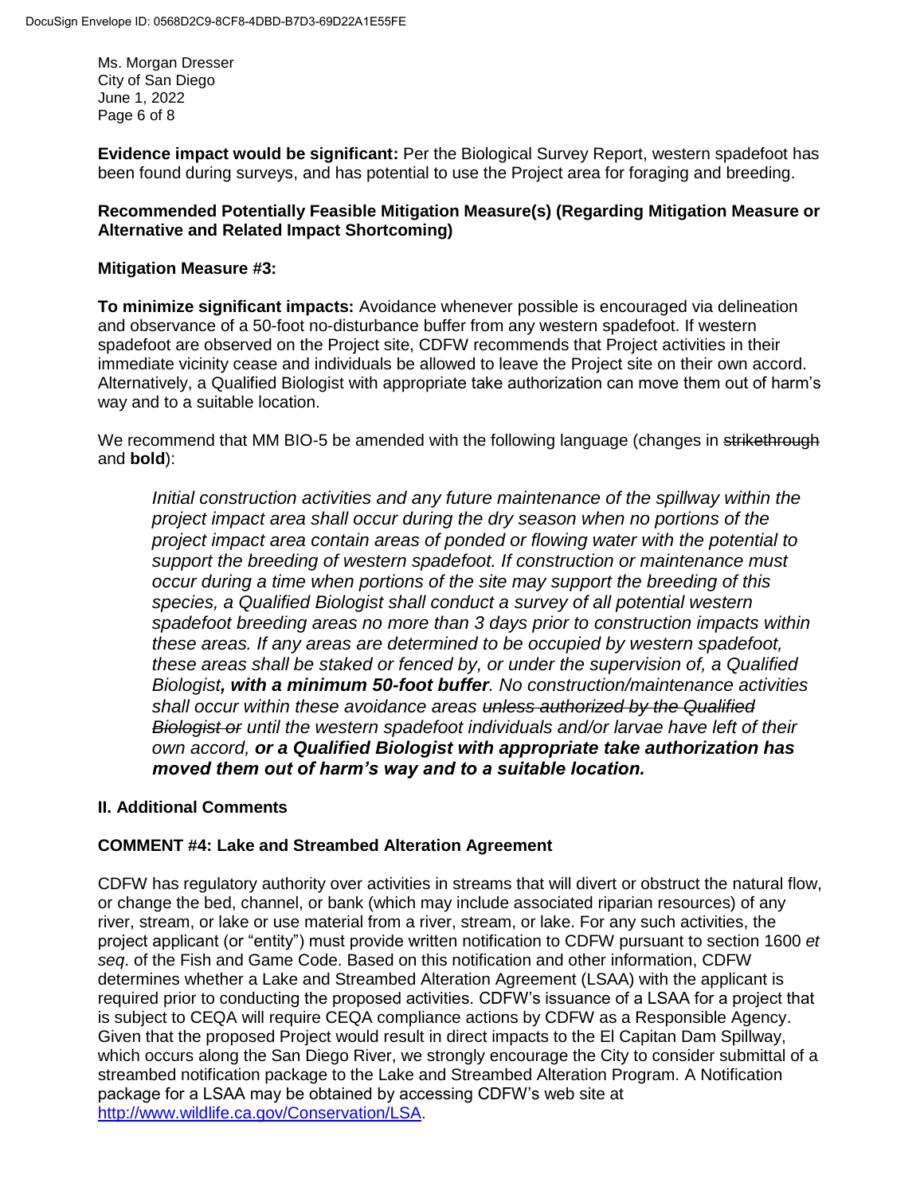**Evidence impact would be significant:** Per the Biological Survey Report, western spadefoot has been found during surveys, and has potential to use the Project area for foraging and breeding.

**Recommended Potentially Feasible Mitigation Measure(s) (Regarding Mitigation Measure or Alternative and Related Impact Shortcoming)**

**Mitigation Measure #3:**

**To minimize significant impacts:** Avoidance whenever possible is encouraged via delineation and observance of a 50-foot no-disturbance buffer from any western spadefoot. If western spadefoot are observed on the Project site, CDFW recommends that Project activities in their immediate vicinity cease and individuals be allowed to leave the Project site on their own accord. Alternatively, a Qualified Biologist with appropriate take authorization can move them out of harm's way and to a suitable location.

We recommend that MM BIO-5 be amended with the following language (changes in ~~strikethrough~~ and **bold**):

> *Initial construction activities and any future maintenance of the spillway within the project impact area shall occur during the dry season when no portions of the project impact area contain areas of ponded or flowing water with the potential to support the breeding of western spadefoot. If construction or maintenance must occur during a time when portions of the site may support the breeding of this species, a Qualified Biologist shall conduct a survey of all potential western spadefoot breeding areas no more than 3 days prior to construction impacts within these areas. If any areas are determined to be occupied by western spadefoot, these areas shall be staked or fenced by, or under the supervision of, a Qualified Biologist**, with a minimum 50-foot buffer**. No construction/maintenance activities shall occur within these avoidance areas ~~unless authorized by the Qualified Biologist or~~ until the western spadefoot individuals and/or larvae have left of their own accord, **or a Qualified Biologist with appropriate take authorization has moved them out of harm's way and to a suitable location.***

## II. Additional Comments

### COMMENT #4: Lake and Streambed Alteration Agreement

CDFW has regulatory authority over activities in streams that will divert or obstruct the natural flow, or change the bed, channel, or bank (which may include associated riparian resources) of any river, stream, or lake or use material from a river, stream, or lake. For any such activities, the project applicant (or "entity") must provide written notification to CDFW pursuant to section 1600 *et seq*. of the Fish and Game Code. Based on this notification and other information, CDFW determines whether a Lake and Streambed Alteration Agreement (LSAA) with the applicant is required prior to conducting the proposed activities. CDFW's issuance of a LSAA for a project that is subject to CEQA will require CEQA compliance actions by CDFW as a Responsible Agency. Given that the proposed Project would result in direct impacts to the El Capitan Dam Spillway, which occurs along the San Diego River, we strongly encourage the City to consider submittal of a streambed notification package to the Lake and Streambed Alteration Program. A Notification package for a LSAA may be obtained by accessing CDFW's web site at http://www.wildlife.ca.gov/Conservation/LSA.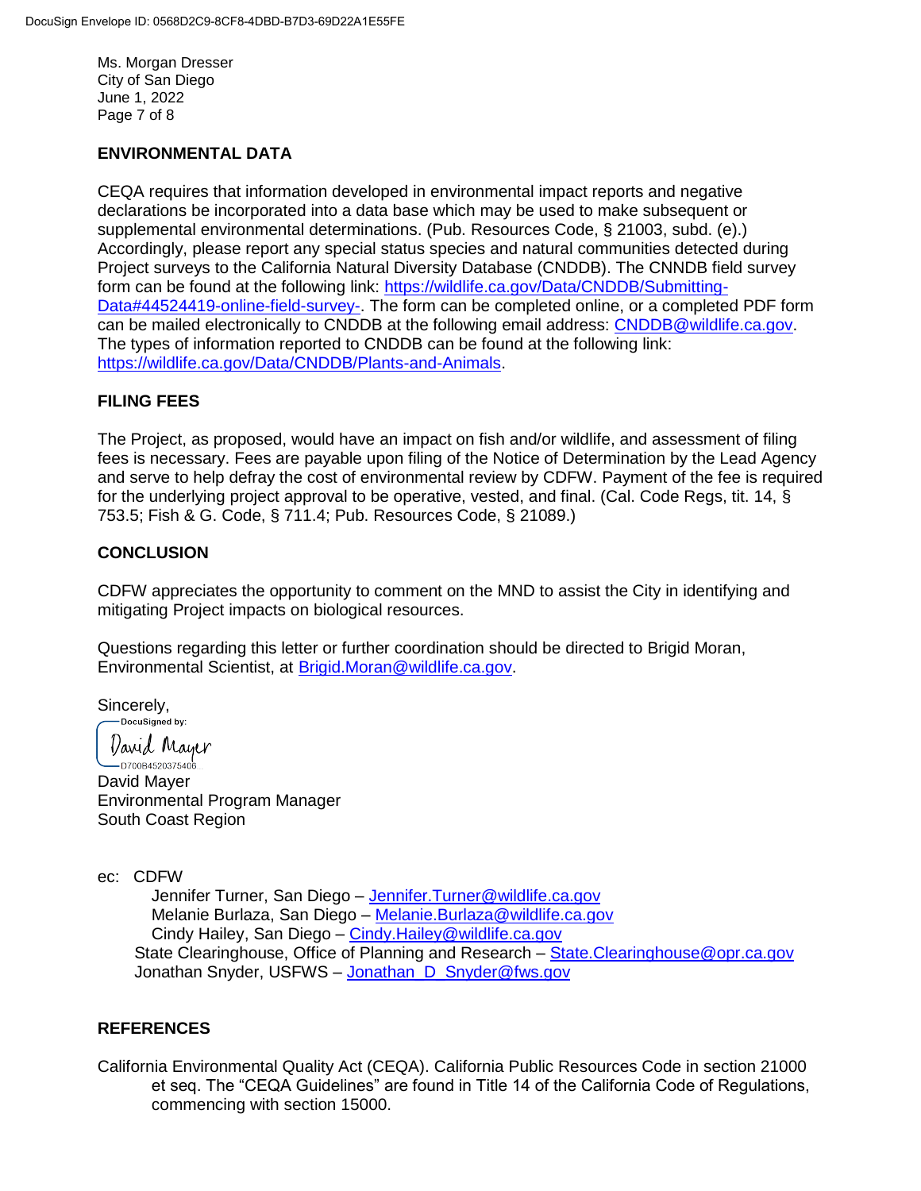Ms. Morgan Dresser
City of San Diego
June 1, 2022

## ENVIRONMENTAL DATA

CEQA requires that information developed in environmental impact reports and negative declarations be incorporated into a data base which may be used to make subsequent or supplemental environmental determinations. (Pub. Resources Code, § 21003, subd. (e).) Accordingly, please report any special status species and natural communities detected during Project surveys to the California Natural Diversity Database (CNDDB). The CNNDB field survey form can be found at the following link: https://wildlife.ca.gov/Data/CNDDB/Submitting-Data#44524419-online-field-survey-. The form can be completed online, or a completed PDF form can be mailed electronically to CNDDB at the following email address: CNDDB@wildlife.ca.gov. The types of information reported to CNDDB can be found at the following link: https://wildlife.ca.gov/Data/CNDDB/Plants-and-Animals.

## FILING FEES

The Project, as proposed, would have an impact on fish and/or wildlife, and assessment of filing fees is necessary. Fees are payable upon filing of the Notice of Determination by the Lead Agency and serve to help defray the cost of environmental review by CDFW. Payment of the fee is required for the underlying project approval to be operative, vested, and final. (Cal. Code Regs, tit. 14, § 753.5; Fish & G. Code, § 711.4; Pub. Resources Code, § 21089.)

## CONCLUSION

CDFW appreciates the opportunity to comment on the MND to assist the City in identifying and mitigating Project impacts on biological resources.

Questions regarding this letter or further coordination should be directed to Brigid Moran, Environmental Scientist, at Brigid.Moran@wildlife.ca.gov.

Sincerely,

DocuSigned by:
David Mayer
D700B4520375406...

David Mayer
Environmental Program Manager
South Coast Region

ec: CDFW
Jennifer Turner, San Diego – Jennifer.Turner@wildlife.ca.gov
Melanie Burlaza, San Diego – Melanie.Burlaza@wildlife.ca.gov
Cindy Hailey, San Diego – Cindy.Hailey@wildlife.ca.gov
State Clearinghouse, Office of Planning and Research – State.Clearinghouse@opr.ca.gov
Jonathan Snyder, USFWS – Jonathan_D_Snyder@fws.gov

## REFERENCES

California Environmental Quality Act (CEQA). California Public Resources Code in section 21000 et seq. The "CEQA Guidelines" are found in Title 14 of the California Code of Regulations, commencing with section 15000.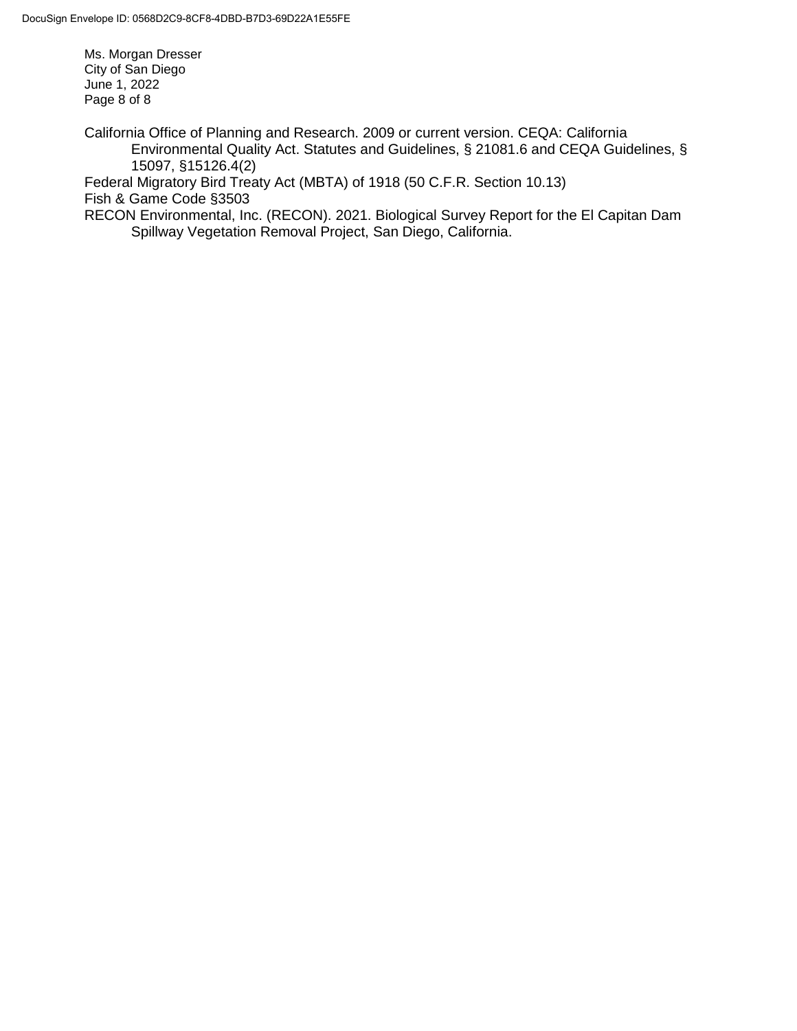California Office of Planning and Research. 2009 or current version. CEQA: California Environmental Quality Act. Statutes and Guidelines, § 21081.6 and CEQA Guidelines, § 15097, §15126.4(2)

Federal Migratory Bird Treaty Act (MBTA) of 1918 (50 C.F.R. Section 10.13)

Fish & Game Code §3503

RECON Environmental, Inc. (RECON). 2021. Biological Survey Report for the El Capitan Dam Spillway Vegetation Removal Project, San Diego, California.